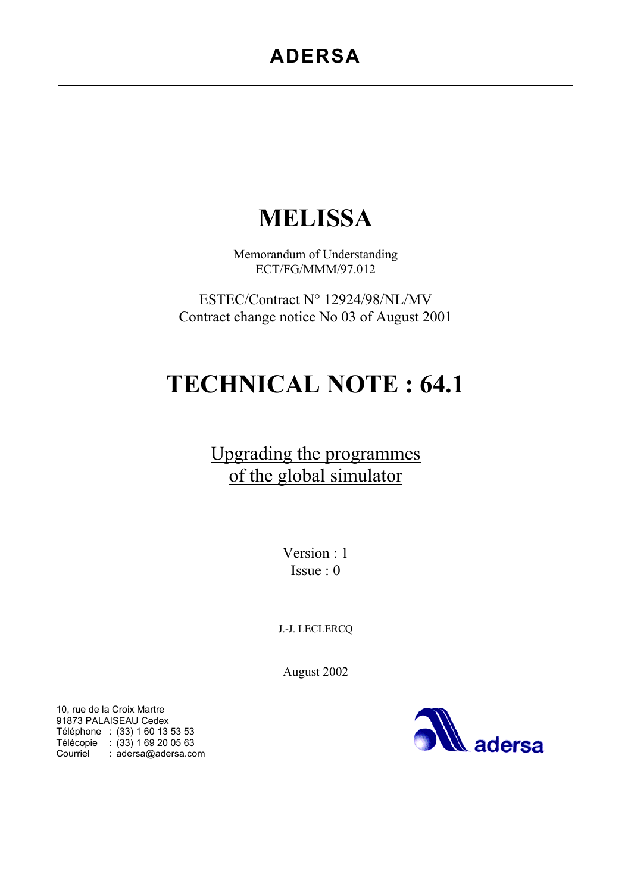# ADERSA

# MELISSA

Memorandum of Understanding
ECT/FG/MMM/97.012

ESTEC/Contract N° 12924/98/NL/MV
Contract change notice No 03 of August 2001

# TECHNICAL NOTE : 64.1

## Upgrading the programmes of the global simulator

Version : 1
Issue : 0

J.-J. LECLERCQ

August 2002

10, rue de la Croix Martre
91873 PALAISEAU Cedex
Téléphone : (33) 1 60 13 53 53
Télécopie : (33) 1 69 20 05 63
Courriel : adersa@adersa.com

adersa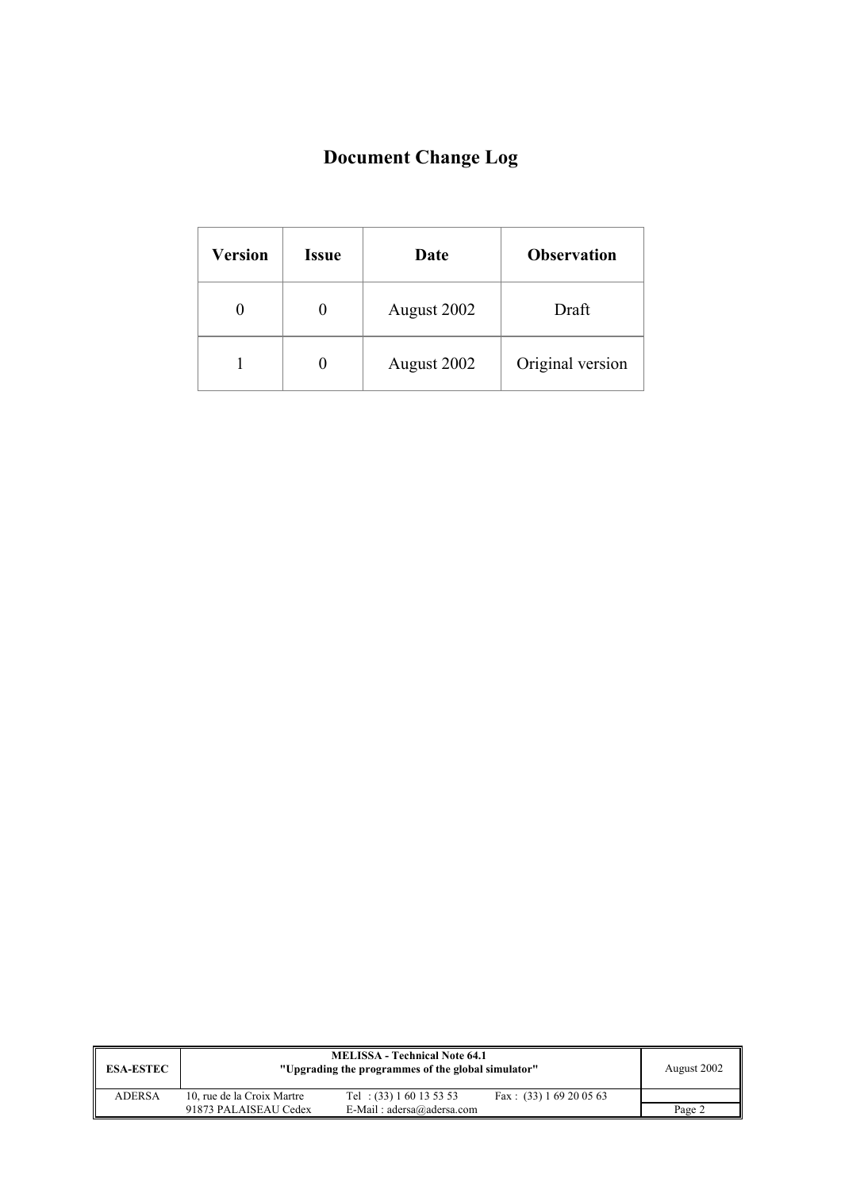# Document Change Log

| Version | Issue | Date | Observation |
| --- | --- | --- | --- |
| 0 | 0 | August 2002 | Draft |
| 1 | 0 | August 2002 | Original version |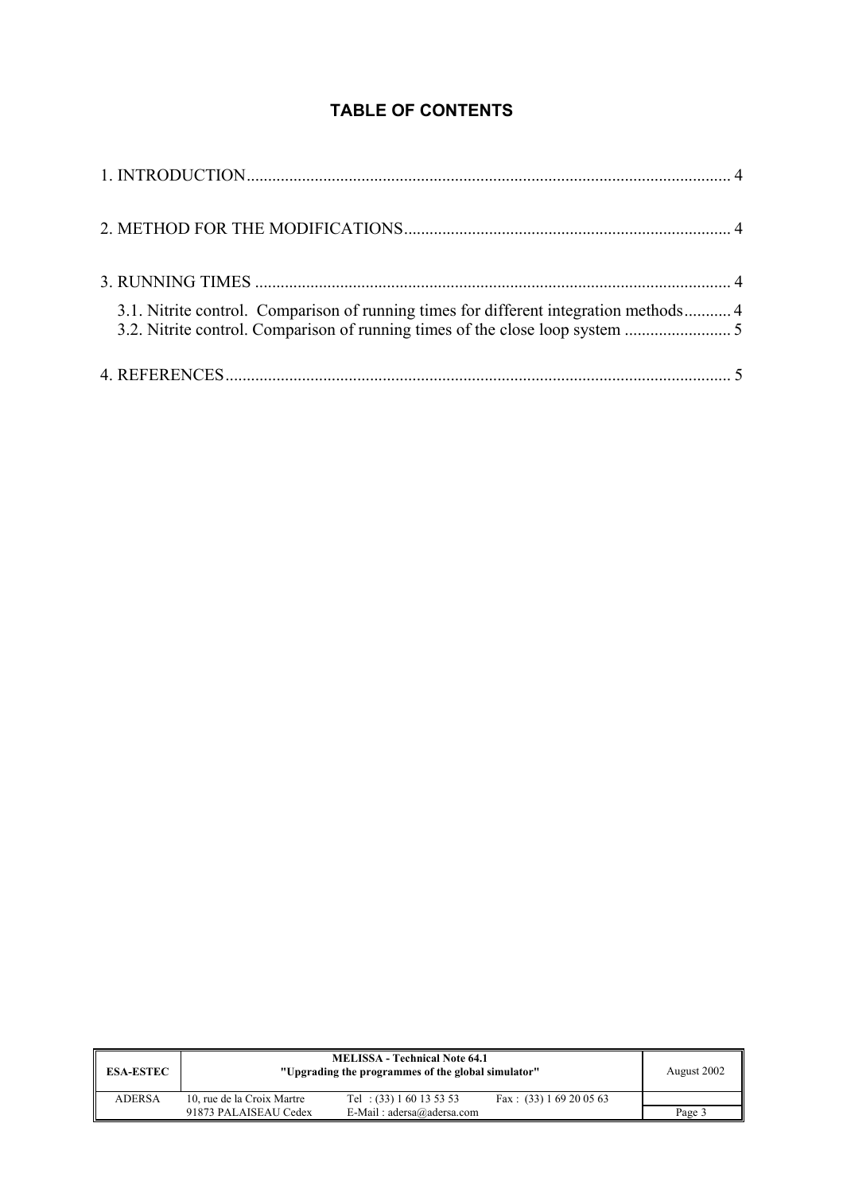## TABLE OF CONTENTS

1. INTRODUCTION ........................................................................................................... 4

2. METHOD FOR THE MODIFICATIONS ..................................................................... 4

3. RUNNING TIMES ......................................................................................................... 4

   3.1. Nitrite control. Comparison of running times for different integration methods ........... 4
   3.2. Nitrite control. Comparison of running times of the close loop system ......................... 5

4. REFERENCES ............................................................................................................... 5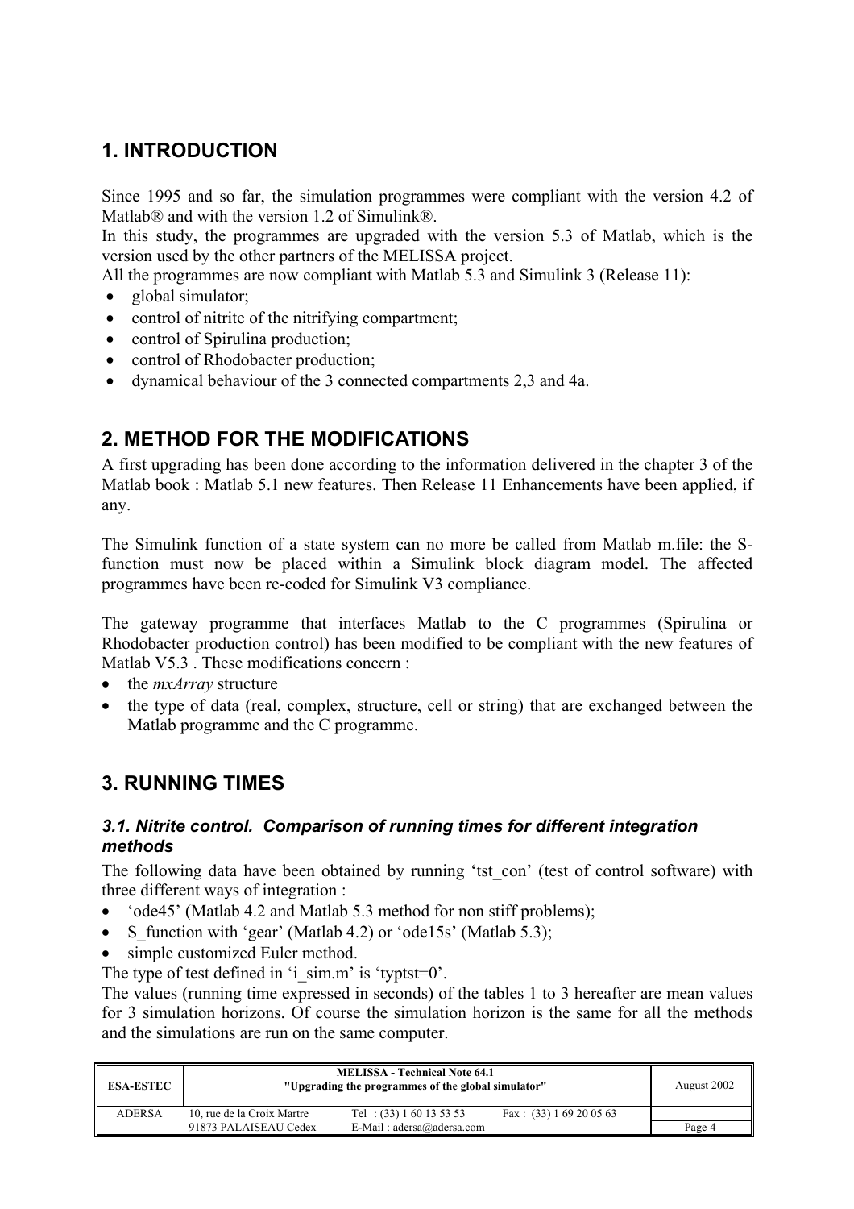# 1. INTRODUCTION

Since 1995 and so far, the simulation programmes were compliant with the version 4.2 of Matlab® and with the version 1.2 of Simulink®.
In this study, the programmes are upgraded with the version 5.3 of Matlab, which is the version used by the other partners of the MELISSA project.
All the programmes are now compliant with Matlab 5.3 and Simulink 3 (Release 11):

- global simulator;
- control of nitrite of the nitrifying compartment;
- control of Spirulina production;
- control of Rhodobacter production;
- dynamical behaviour of the 3 connected compartments 2,3 and 4a.

# 2. METHOD FOR THE MODIFICATIONS

A first upgrading has been done according to the information delivered in the chapter 3 of the Matlab book : Matlab 5.1 new features. Then Release 11 Enhancements have been applied, if any.

The Simulink function of a state system can no more be called from Matlab m.file: the S-function must now be placed within a Simulink block diagram model. The affected programmes have been re-coded for Simulink V3 compliance.

The gateway programme that interfaces Matlab to the C programmes (Spirulina or Rhodobacter production control) has been modified to be compliant with the new features of Matlab V5.3 . These modifications concern :

- the *mxArray* structure
- the type of data (real, complex, structure, cell or string) that are exchanged between the Matlab programme and the C programme.

# 3. RUNNING TIMES

### *3.1. Nitrite control. Comparison of running times for different integration methods*

The following data have been obtained by running 'tst_con' (test of control software) with three different ways of integration :

- 'ode45' (Matlab 4.2 and Matlab 5.3 method for non stiff problems);
- S_function with 'gear' (Matlab 4.2) or 'ode15s' (Matlab 5.3);
- simple customized Euler method.

The type of test defined in 'i_sim.m' is 'typtst=0'.
The values (running time expressed in seconds) of the tables 1 to 3 hereafter are mean values for 3 simulation horizons. Of course the simulation horizon is the same for all the methods and the simulations are run on the same computer.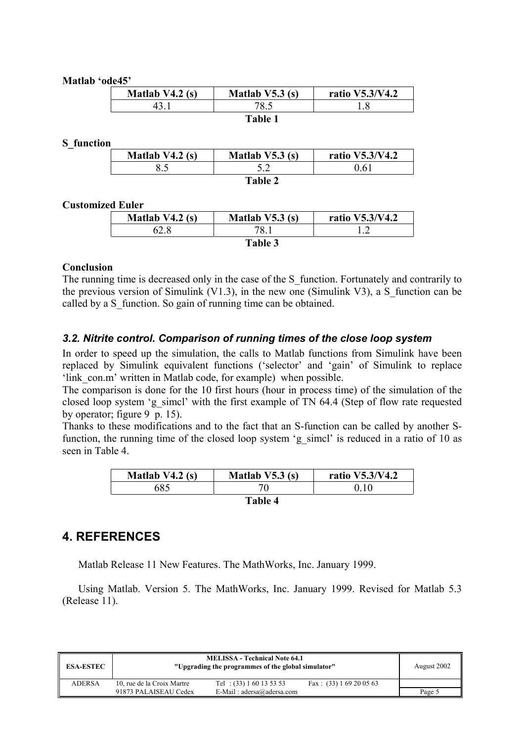**Matlab ‘ode45’**

| Matlab V4.2 (s) | Matlab V5.3 (s) | ratio V5.3/V4.2 |
|---|---|---|
| 43.1 | 78.5 | 1.8 |

**Table 1**

**S_function**

| Matlab V4.2 (s) | Matlab V5.3 (s) | ratio V5.3/V4.2 |
|---|---|---|
| 8.5 | 5.2 | 0.61 |

**Table 2**

**Customized Euler**

| Matlab V4.2 (s) | Matlab V5.3 (s) | ratio V5.3/V4.2 |
|---|---|---|
| 62.8 | 78.1 | 1.2 |

**Table 3**

**Conclusion**

The running time is decreased only in the case of the S_function. Fortunately and contrarily to the previous version of Simulink (V1.3), in the new one (Simulink V3), a S_function can be called by a S_function. So gain of running time can be obtained.

### *3.2. Nitrite control. Comparison of running times of the close loop system*

In order to speed up the simulation, the calls to Matlab functions from Simulink have been replaced by Simulink equivalent functions (‘selector’ and ‘gain’ of Simulink to replace ‘link_con.m’ written in Matlab code, for example) when possible.

The comparison is done for the 10 first hours (hour in process time) of the simulation of the closed loop system ‘g_simcl’ with the first example of TN 64.4 (Step of flow rate requested by operator; figure 9 p. 15).

Thanks to these modifications and to the fact that an S-function can be called by another S-function, the running time of the closed loop system ‘g_simcl’ is reduced in a ratio of 10 as seen in Table 4.

| Matlab V4.2 (s) | Matlab V5.3 (s) | ratio V5.3/V4.2 |
|---|---|---|
| 685 | 70 | 0.10 |

**Table 4**

## 4. REFERENCES

Matlab Release 11 New Features. The MathWorks, Inc. January 1999.

Using Matlab. Version 5. The MathWorks, Inc. January 1999. Revised for Matlab 5.3 (Release 11).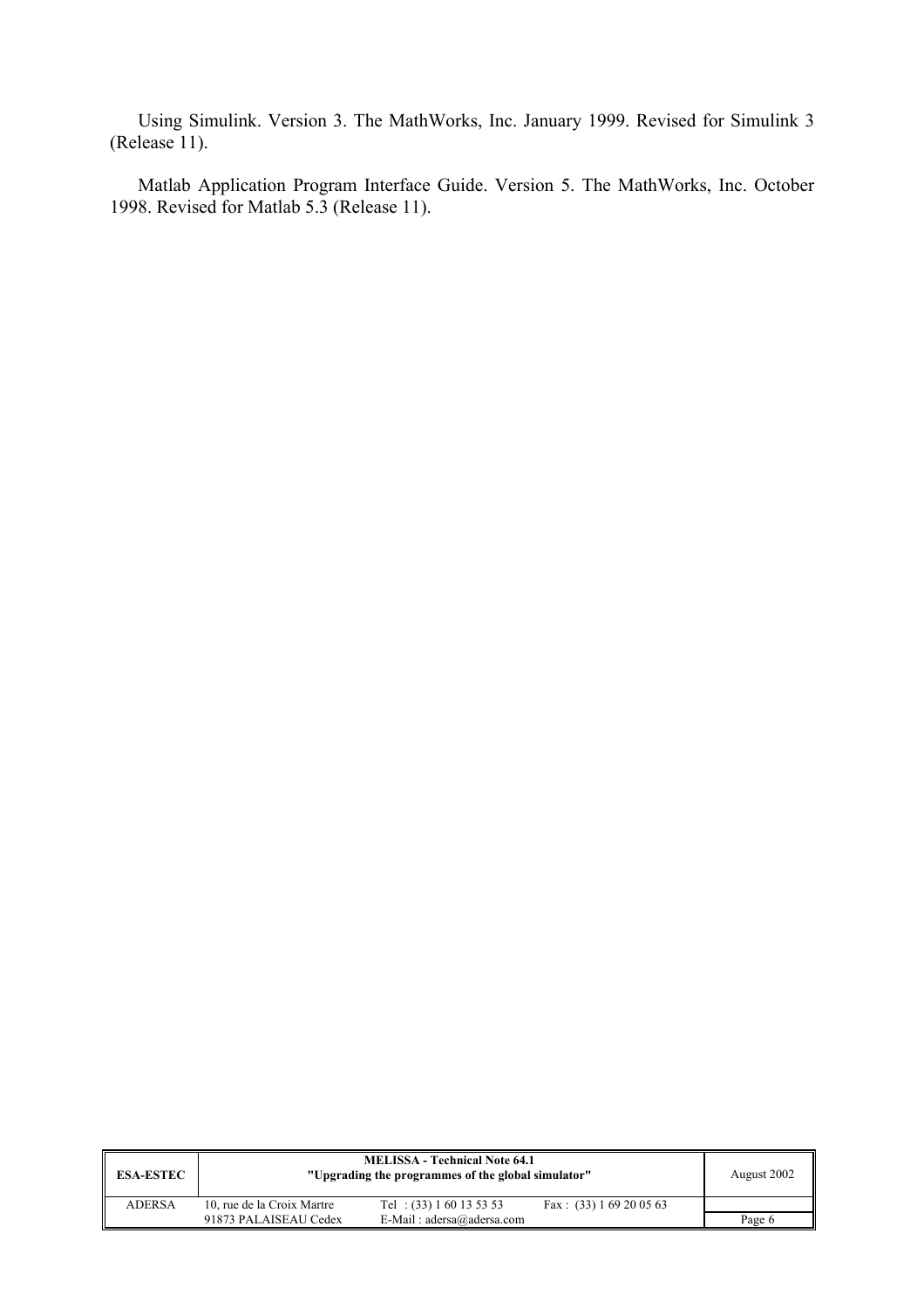Using Simulink. Version 3. The MathWorks, Inc. January 1999. Revised for Simulink 3 (Release 11).

Matlab Application Program Interface Guide. Version 5. The MathWorks, Inc. October 1998. Revised for Matlab 5.3 (Release 11).